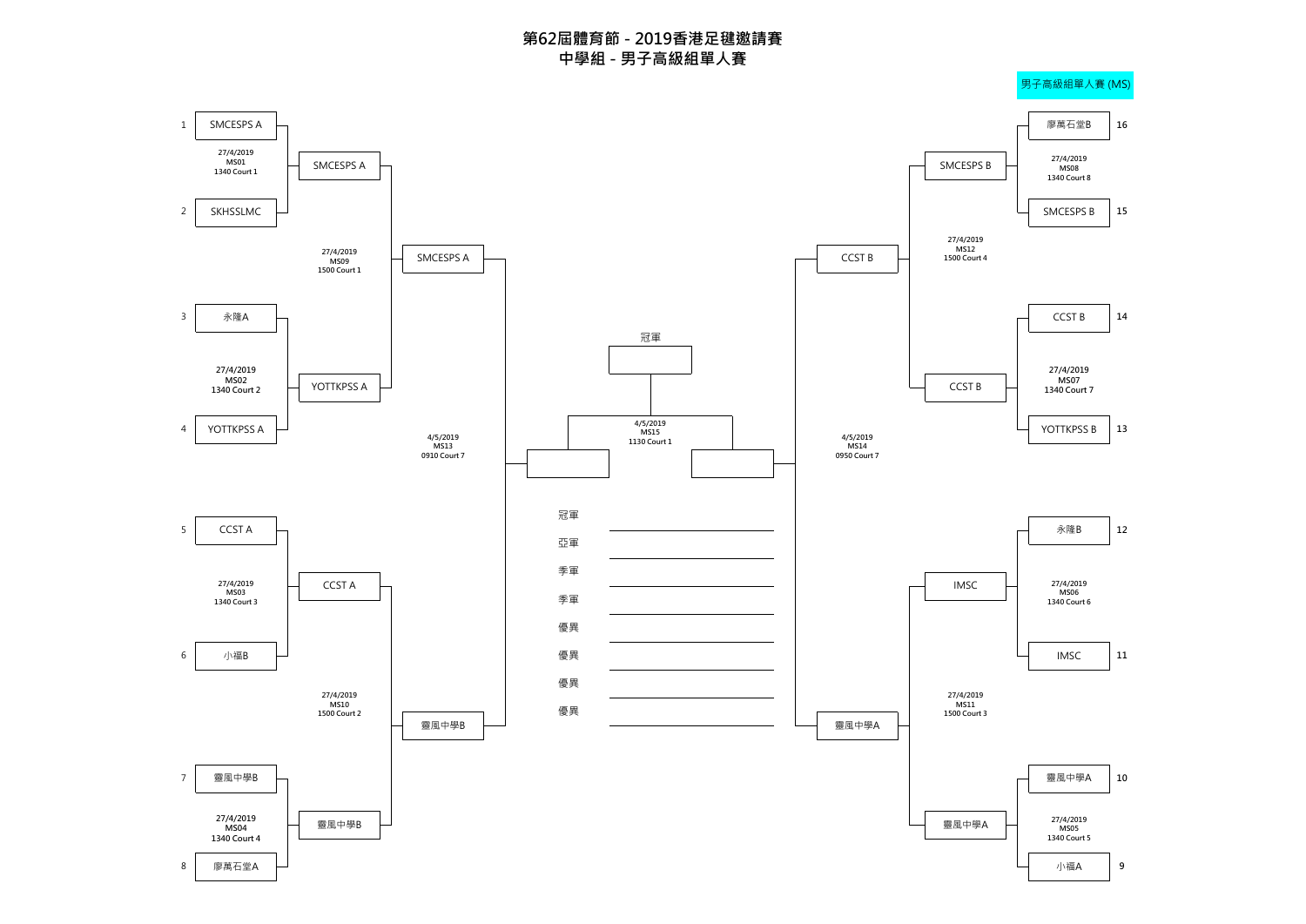# 第62屆體育節 - 2019香港足毽邀請賽

## 中學組 - 男子高級組單人賽

男子高級組單人賽 (MS)

### 第一圈 (27/4/2019)

| 場次 | 日期/時間/場地 | 選手 | 選手 | 勝方 |
|---|---|---|---|---|
| MS01 | 27/4/2019 1340 Court 1 | 1 SMCESPS A | 2 SKHSSLMC | SMCESPS A |
| MS02 | 27/4/2019 1340 Court 2 | 3 永隆A | 4 YOTTKPSS A | YOTTKPSS A |
| MS03 | 27/4/2019 1340 Court 3 | 5 CCST A | 6 小福B | CCST A |
| MS04 | 27/4/2019 1340 Court 4 | 7 靈風中學B | 8 廖萬石堂A | 靈風中學B |
| MS05 | 27/4/2019 1340 Court 5 | 10 靈風中學A | 9 小福A | 靈風中學A |
| MS06 | 27/4/2019 1340 Court 6 | 12 永隆B | 11 IMSC | IMSC |
| MS07 | 27/4/2019 1340 Court 7 | 14 CCST B | 13 YOTTKPSS B | CCST B |
| MS08 | 27/4/2019 1340 Court 8 | 16 廖萬石堂B | 15 SMCESPS B | SMCESPS B |

### 第二圈 (27/4/2019)

| 場次 | 日期/時間/場地 | 選手 | 選手 | 勝方 |
|---|---|---|---|---|
| MS09 | 27/4/2019 1500 Court 1 | SMCESPS A | YOTTKPSS A | SMCESPS A |
| MS10 | 27/4/2019 1500 Court 2 | CCST A | 靈風中學B | 靈風中學B |
| MS11 | 27/4/2019 1500 Court 3 | IMSC | 靈風中學A | 靈風中學A |
| MS12 | 27/4/2019 1500 Court 4 | SMCESPS B | CCST B | CCST B |

### 準決賽 (4/5/2019)

| 場次 | 日期/時間/場地 | 選手 | 選手 | 勝方 |
|---|---|---|---|---|
| MS13 | 4/5/2019 0910 Court 7 | SMCESPS A | 靈風中學B | |
| MS14 | 4/5/2019 0950 Court 7 | CCST B | 靈風中學A | |

### 決賽 (4/5/2019)

| 場次 | 日期/時間/場地 | 選手 | 選手 | 冠軍 |
|---|---|---|---|---|
| MS15 | 4/5/2019 1130 Court 1 | | | |

### 得獎名單

| 名次 | |
|---|---|
| 冠軍 | |
| 亞軍 | |
| 季軍 | |
| 季軍 | |
| 優異 | |
| 優異 | |
| 優異 | |
| 優異 | |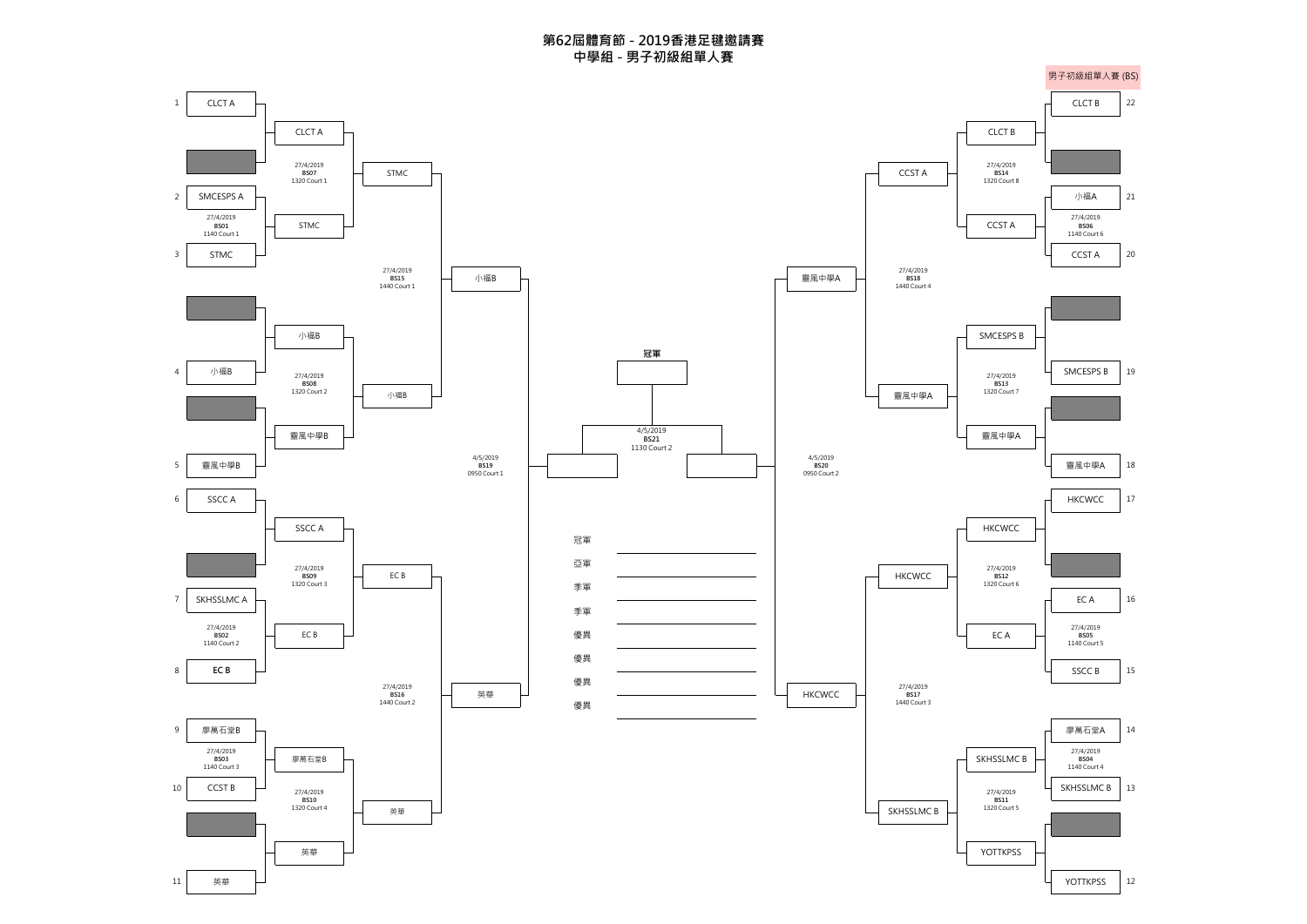# 第62屆體育節 - 2019香港足毽邀請賽

## 中學組 - 男子初級組單人賽

男子初級組單人賽 (BS)

### 第一圈

| 場次 | 日期 | 時間 | 場地 | 選手 | 選手 | 勝方 |
|---|---|---|---|---|---|---|
| BS01 | 27/4/2019 | 1140 | Court 1 | 2 SMCESPS A | 3 STMC | STMC |
| BS02 | 27/4/2019 | 1140 | Court 2 | 7 SKHSSLMC A | 8 EC B | EC B |
| BS03 | 27/4/2019 | 1140 | Court 3 | 9 廖萬石堂B | 10 CCST B | 廖萬石堂B |
| BS04 | 27/4/2019 | 1140 | Court 4 | 14 廖萬石堂A | 13 SKHSSLMC B | SKHSSLMC B |
| BS05 | 27/4/2019 | 1140 | Court 5 | 16 EC A | 15 SSCC B | EC A |
| BS06 | 27/4/2019 | 1140 | Court 6 | 21 小福A | 20 CCST A | CCST A |

### 第二圈

| 場次 | 日期 | 時間 | 場地 | 選手 | 選手 | 勝方 |
|---|---|---|---|---|---|---|
| BS07 | 27/4/2019 | 1320 | Court 1 | CLCT A | STMC | STMC |
| BS08 | 27/4/2019 | 1320 | Court 2 | 小福B | 靈風中學B | 小福B |
| BS09 | 27/4/2019 | 1320 | Court 3 | SSCC A | EC B | EC B |
| BS10 | 27/4/2019 | 1320 | Court 4 | 廖萬石堂B | 英華 | 英華 |
| BS11 | 27/4/2019 | 1320 | Court 5 | SKHSSLMC B | YOTTKPSS | SKHSSLMC B |
| BS12 | 27/4/2019 | 1320 | Court 6 | HKCWCC | EC A | HKCWCC |
| BS13 | 27/4/2019 | 1320 | Court 7 | SMCESPS B | 靈風中學A | 靈風中學A |
| BS14 | 27/4/2019 | 1320 | Court 8 | CLCT B | CCST A | CCST A |

### 第三圈

| 場次 | 日期 | 時間 | 場地 | 選手 | 選手 | 勝方 |
|---|---|---|---|---|---|---|
| BS15 | 27/4/2019 | 1440 | Court 1 | STMC | 小福B | 小福B |
| BS16 | 27/4/2019 | 1440 | Court 2 | EC B | 英華 | 英華 |
| BS17 | 27/4/2019 | 1440 | Court 3 | HKCWCC | SKHSSLMC B | HKCWCC |
| BS18 | 27/4/2019 | 1440 | Court 4 | CCST A | 靈風中學A | 靈風中學A |

### 準決賽及決賽

| 場次 | 日期 | 時間 | 場地 | 選手 | 選手 | 勝方 |
|---|---|---|---|---|---|---|
| BS19 | 4/5/2019 | 0950 | Court 1 | 小福B | 英華 | |
| BS20 | 4/5/2019 | 0950 | Court 2 | 靈風中學A | HKCWCC | |
| BS21 | 4/5/2019 | 1130 | Court 2 | | | |

冠軍

### 名次

| 名次 | 隊伍 |
|---|---|
| 冠軍 | |
| 亞軍 | |
| 季軍 | |
| 季軍 | |
| 優異 | |
| 優異 | |
| 優異 | |
| 優異 | |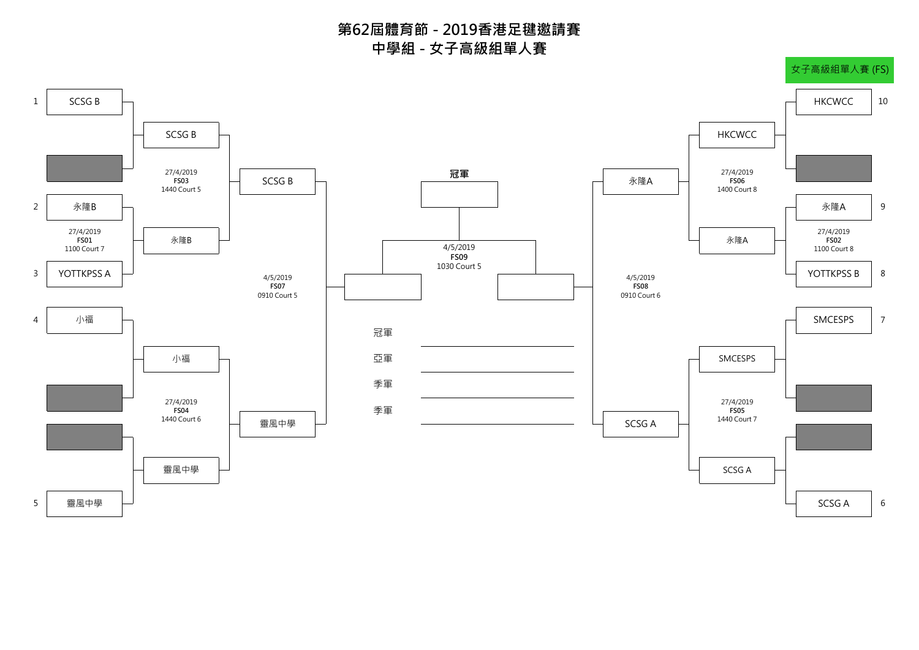# 第62屆體育節 - 2019香港足毽邀請賽

## 中學組 - 女子高級組單人賽

**女子高級組單人賽 (FS)**

### 第一輪

| 場次 | 日期 | 時間 / 場地 | 選手 | 選手 | 勝方 |
|---|---|---|---|---|---|
| FS01 | 27/4/2019 | 1100 Court 7 | 2 永隆B | 3 YOTTKPSS A | 永隆B |
| FS02 | 27/4/2019 | 1100 Court 8 | 9 永隆A | 8 YOTTKPSS B | 永隆A |

### 第二輪

| 場次 | 日期 | 時間 / 場地 | 選手 | 選手 | 勝方 |
|---|---|---|---|---|---|
| FS03 | 27/4/2019 | 1440 Court 5 | SCSG B (1) | 永隆B | SCSG B |
| FS04 | 27/4/2019 | 1440 Court 6 | 小福 (4) | 靈風中學 (5) | 靈風中學 |
| FS05 | 27/4/2019 | 1440 Court 7 | SMCESPS (7) | SCSG A (6) | SCSG A |
| FS06 | 27/4/2019 | 1400 Court 8 | HKCWCC (10) | 永隆A | 永隆A |

### 準決賽

| 場次 | 日期 | 時間 / 場地 | 選手 | 選手 | 勝方 |
|---|---|---|---|---|---|
| FS07 | 4/5/2019 | 0910 Court 5 | SCSG B | 靈風中學 | |
| FS08 | 4/5/2019 | 0910 Court 6 | 永隆A | SCSG A | |

### 決賽

| 場次 | 日期 | 時間 / 場地 | 選手 | 選手 | 冠軍 |
|---|---|---|---|---|---|
| FS09 | 4/5/2019 | 1030 Court 5 | | | |

冠軍 ____________________

亞軍 ____________________

季軍 ____________________

季軍 ____________________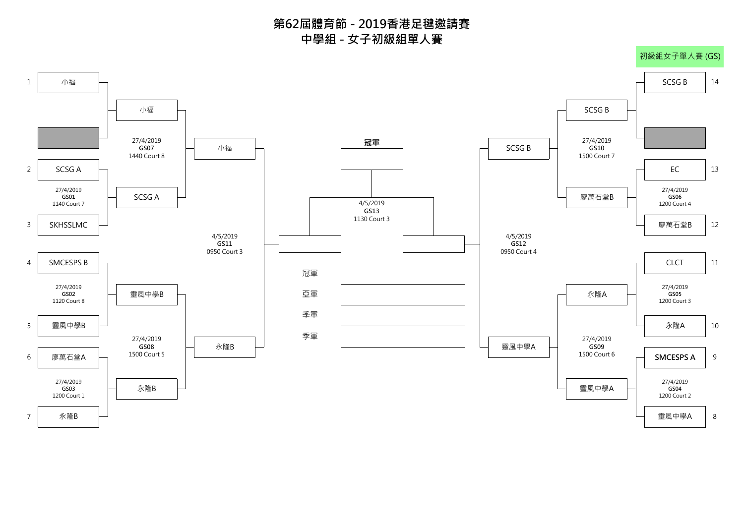# 第62屆體育節 - 2019香港足毽邀請賽

## 中學組 - 女子初級組單人賽

初級組女子單人賽 (GS)

1 小福
2 SCSG A
3 SKHSSLMC
4 SMCESPS B
5 靈風中學B
6 廖萬石堂A
7 永隆B

14 SCSG B
13 EC
12 廖萬石堂B
11 CLCT
10 永隆A
9 SMCESPS A
8 靈風中學A

27/4/2019
**GS01**
1140 Court 7
SCSG A

27/4/2019
**GS02**
1120 Court 8
靈風中學B

27/4/2019
**GS03**
1200 Court 1
永隆B

27/4/2019
**GS04**
1200 Court 2
靈風中學A

27/4/2019
**GS05**
1200 Court 3
永隆A

27/4/2019
**GS06**
1200 Court 4
廖萬石堂B

27/4/2019
**GS07**
1440 Court 8
小福

27/4/2019
**GS08**
1500 Court 5
永隆B

27/4/2019
**GS09**
1500 Court 6
靈風中學A

27/4/2019
**GS10**
1500 Court 7
SCSG B

4/5/2019
**GS11**
0950 Court 3

4/5/2019
**GS12**
0950 Court 4

4/5/2019
**GS13**
1130 Court 3

**冠軍**

冠軍 ______________________

亞軍 ______________________

季軍 ______________________

季軍 ______________________